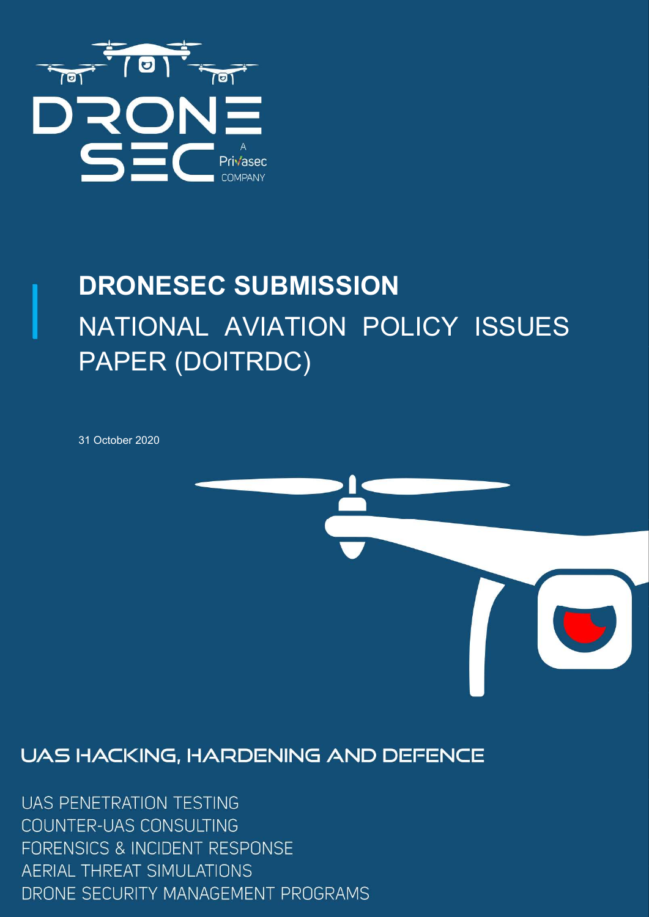DRONE SEC

A Privasec COMPANY

# DRONESEC SUBMISSION

## NATIONAL AVIATION POLICY ISSUES PAPER (DOITRDC)

31 October 2020

## UAS HACKING, HARDENING AND DEFENCE

UAS PENETRATION TESTING
COUNTER-UAS CONSULTING
FORENSICS & INCIDENT RESPONSE
AERIAL THREAT SIMULATIONS
DRONE SECURITY MANAGEMENT PROGRAMS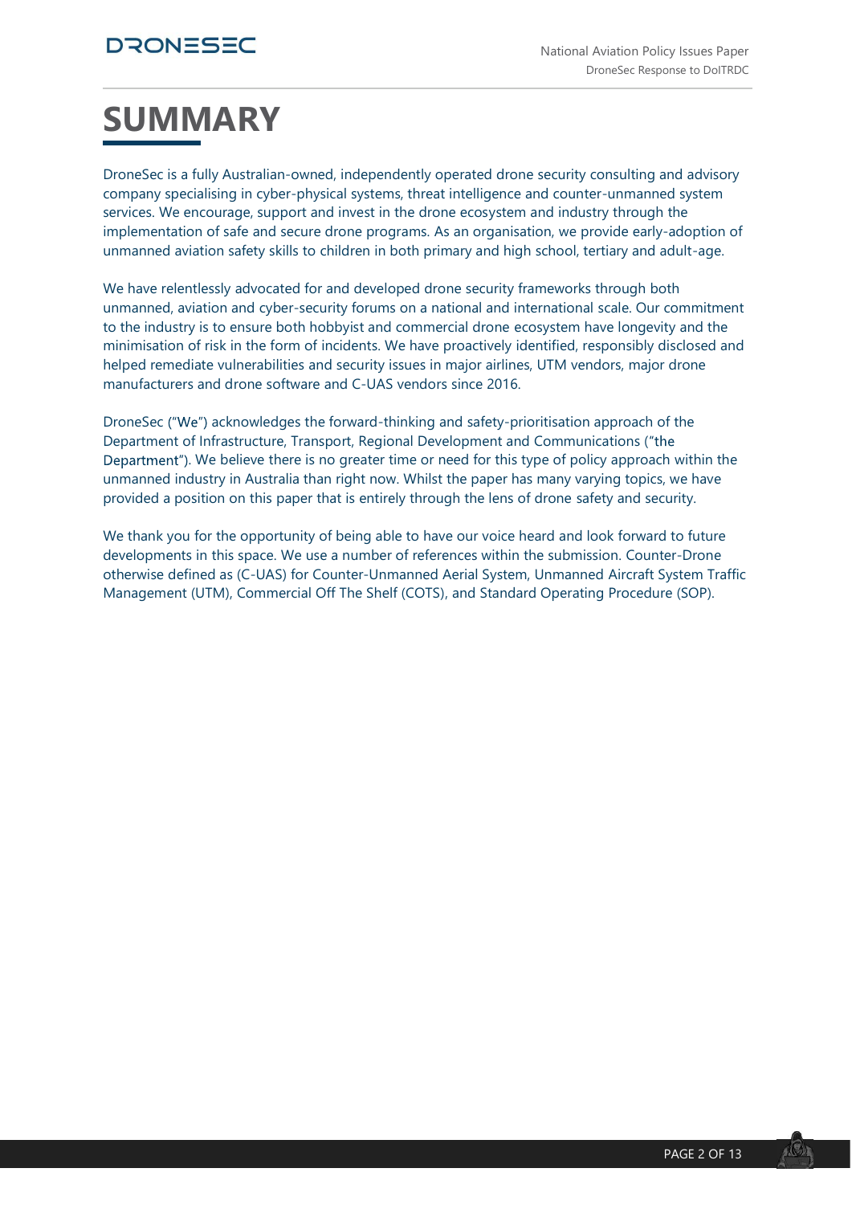# SUMMARY

DroneSec is a fully Australian-owned, independently operated drone security consulting and advisory company specialising in cyber-physical systems, threat intelligence and counter-unmanned system services. We encourage, support and invest in the drone ecosystem and industry through the implementation of safe and secure drone programs. As an organisation, we provide early-adoption of unmanned aviation safety skills to children in both primary and high school, tertiary and adult-age.

We have relentlessly advocated for and developed drone security frameworks through both unmanned, aviation and cyber-security forums on a national and international scale. Our commitment to the industry is to ensure both hobbyist and commercial drone ecosystem have longevity and the minimisation of risk in the form of incidents. We have proactively identified, responsibly disclosed and helped remediate vulnerabilities and security issues in major airlines, UTM vendors, major drone manufacturers and drone software and C-UAS vendors since 2016.

DroneSec ("We") acknowledges the forward-thinking and safety-prioritisation approach of the Department of Infrastructure, Transport, Regional Development and Communications ("the Department"). We believe there is no greater time or need for this type of policy approach within the unmanned industry in Australia than right now. Whilst the paper has many varying topics, we have provided a position on this paper that is entirely through the lens of drone safety and security.

We thank you for the opportunity of being able to have our voice heard and look forward to future developments in this space. We use a number of references within the submission. Counter-Drone otherwise defined as (C-UAS) for Counter-Unmanned Aerial System, Unmanned Aircraft System Traffic Management (UTM), Commercial Off The Shelf (COTS), and Standard Operating Procedure (SOP).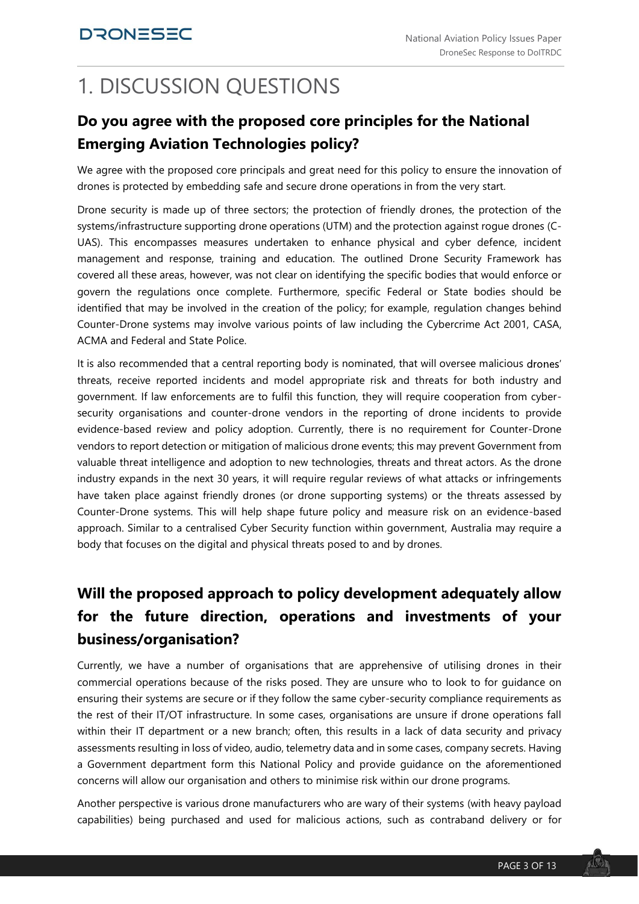# 1. DISCUSSION QUESTIONS

## Do you agree with the proposed core principles for the National Emerging Aviation Technologies policy?

We agree with the proposed core principals and great need for this policy to ensure the innovation of drones is protected by embedding safe and secure drone operations in from the very start.

Drone security is made up of three sectors; the protection of friendly drones, the protection of the systems/infrastructure supporting drone operations (UTM) and the protection against rogue drones (C-UAS). This encompasses measures undertaken to enhance physical and cyber defence, incident management and response, training and education. The outlined Drone Security Framework has covered all these areas, however, was not clear on identifying the specific bodies that would enforce or govern the regulations once complete. Furthermore, specific Federal or State bodies should be identified that may be involved in the creation of the policy; for example, regulation changes behind Counter-Drone systems may involve various points of law including the Cybercrime Act 2001, CASA, ACMA and Federal and State Police.

It is also recommended that a central reporting body is nominated, that will oversee malicious drones' threats, receive reported incidents and model appropriate risk and threats for both industry and government. If law enforcements are to fulfil this function, they will require cooperation from cyber-security organisations and counter-drone vendors in the reporting of drone incidents to provide evidence-based review and policy adoption. Currently, there is no requirement for Counter-Drone vendors to report detection or mitigation of malicious drone events; this may prevent Government from valuable threat intelligence and adoption to new technologies, threats and threat actors. As the drone industry expands in the next 30 years, it will require regular reviews of what attacks or infringements have taken place against friendly drones (or drone supporting systems) or the threats assessed by Counter-Drone systems. This will help shape future policy and measure risk on an evidence-based approach. Similar to a centralised Cyber Security function within government, Australia may require a body that focuses on the digital and physical threats posed to and by drones.

## Will the proposed approach to policy development adequately allow for the future direction, operations and investments of your business/organisation?

Currently, we have a number of organisations that are apprehensive of utilising drones in their commercial operations because of the risks posed. They are unsure who to look to for guidance on ensuring their systems are secure or if they follow the same cyber-security compliance requirements as the rest of their IT/OT infrastructure. In some cases, organisations are unsure if drone operations fall within their IT department or a new branch; often, this results in a lack of data security and privacy assessments resulting in loss of video, audio, telemetry data and in some cases, company secrets. Having a Government department form this National Policy and provide guidance on the aforementioned concerns will allow our organisation and others to minimise risk within our drone programs.

Another perspective is various drone manufacturers who are wary of their systems (with heavy payload capabilities) being purchased and used for malicious actions, such as contraband delivery or for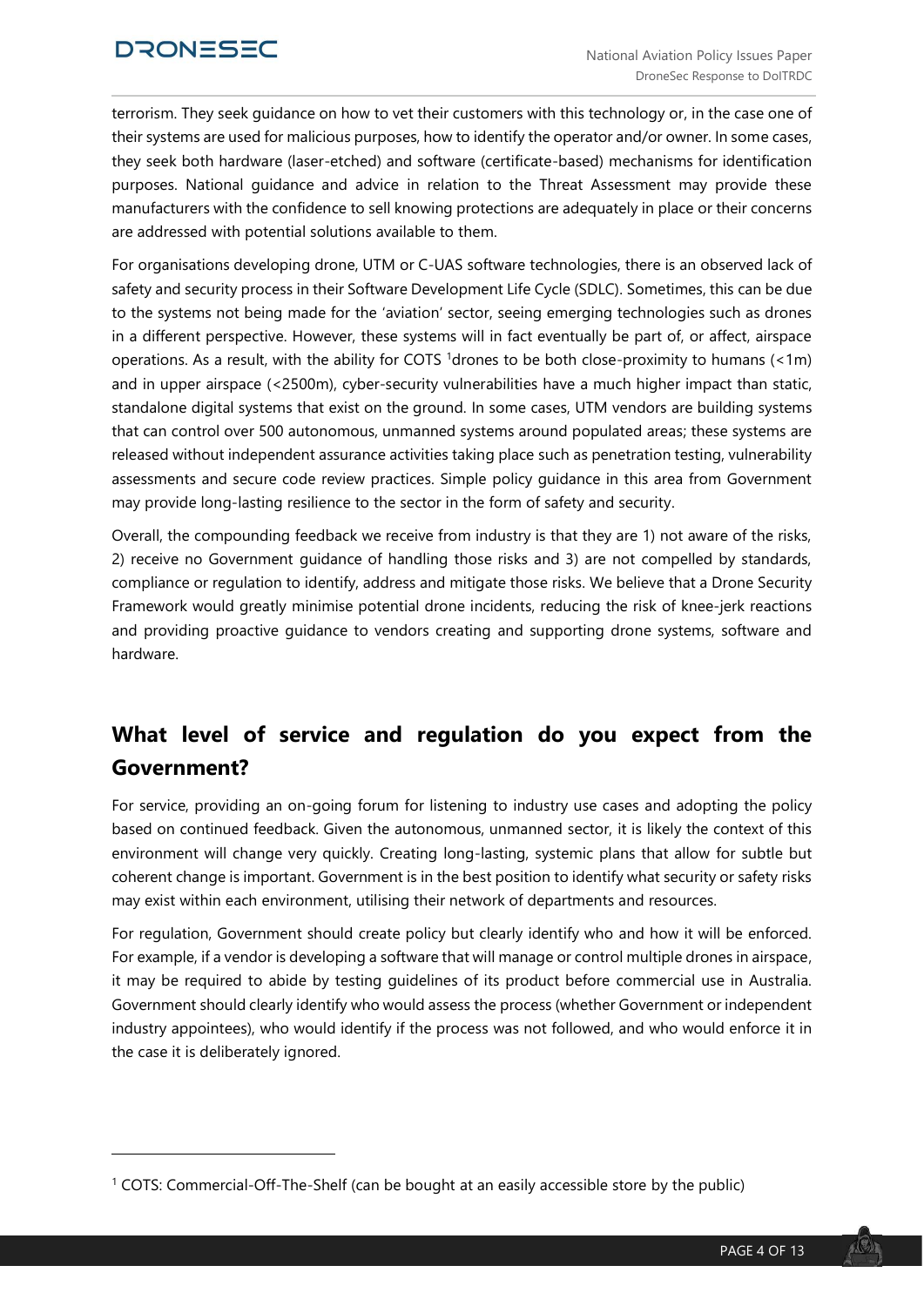terrorism. They seek guidance on how to vet their customers with this technology or, in the case one of their systems are used for malicious purposes, how to identify the operator and/or owner. In some cases, they seek both hardware (laser-etched) and software (certificate-based) mechanisms for identification purposes. National guidance and advice in relation to the Threat Assessment may provide these manufacturers with the confidence to sell knowing protections are adequately in place or their concerns are addressed with potential solutions available to them.

For organisations developing drone, UTM or C-UAS software technologies, there is an observed lack of safety and security process in their Software Development Life Cycle (SDLC). Sometimes, this can be due to the systems not being made for the 'aviation' sector, seeing emerging technologies such as drones in a different perspective. However, these systems will in fact eventually be part of, or affect, airspace operations. As a result, with the ability for COTS [1]drones to be both close-proximity to humans (<1m) and in upper airspace (<2500m), cyber-security vulnerabilities have a much higher impact than static, standalone digital systems that exist on the ground. In some cases, UTM vendors are building systems that can control over 500 autonomous, unmanned systems around populated areas; these systems are released without independent assurance activities taking place such as penetration testing, vulnerability assessments and secure code review practices. Simple policy guidance in this area from Government may provide long-lasting resilience to the sector in the form of safety and security.

Overall, the compounding feedback we receive from industry is that they are 1) not aware of the risks, 2) receive no Government guidance of handling those risks and 3) are not compelled by standards, compliance or regulation to identify, address and mitigate those risks. We believe that a Drone Security Framework would greatly minimise potential drone incidents, reducing the risk of knee-jerk reactions and providing proactive guidance to vendors creating and supporting drone systems, software and hardware.

## What level of service and regulation do you expect from the Government?

For service, providing an on-going forum for listening to industry use cases and adopting the policy based on continued feedback. Given the autonomous, unmanned sector, it is likely the context of this environment will change very quickly. Creating long-lasting, systemic plans that allow for subtle but coherent change is important. Government is in the best position to identify what security or safety risks may exist within each environment, utilising their network of departments and resources.

For regulation, Government should create policy but clearly identify who and how it will be enforced. For example, if a vendor is developing a software that will manage or control multiple drones in airspace, it may be required to abide by testing guidelines of its product before commercial use in Australia. Government should clearly identify who would assess the process (whether Government or independent industry appointees), who would identify if the process was not followed, and who would enforce it in the case it is deliberately ignored.

[1] COTS: Commercial-Off-The-Shelf (can be bought at an easily accessible store by the public)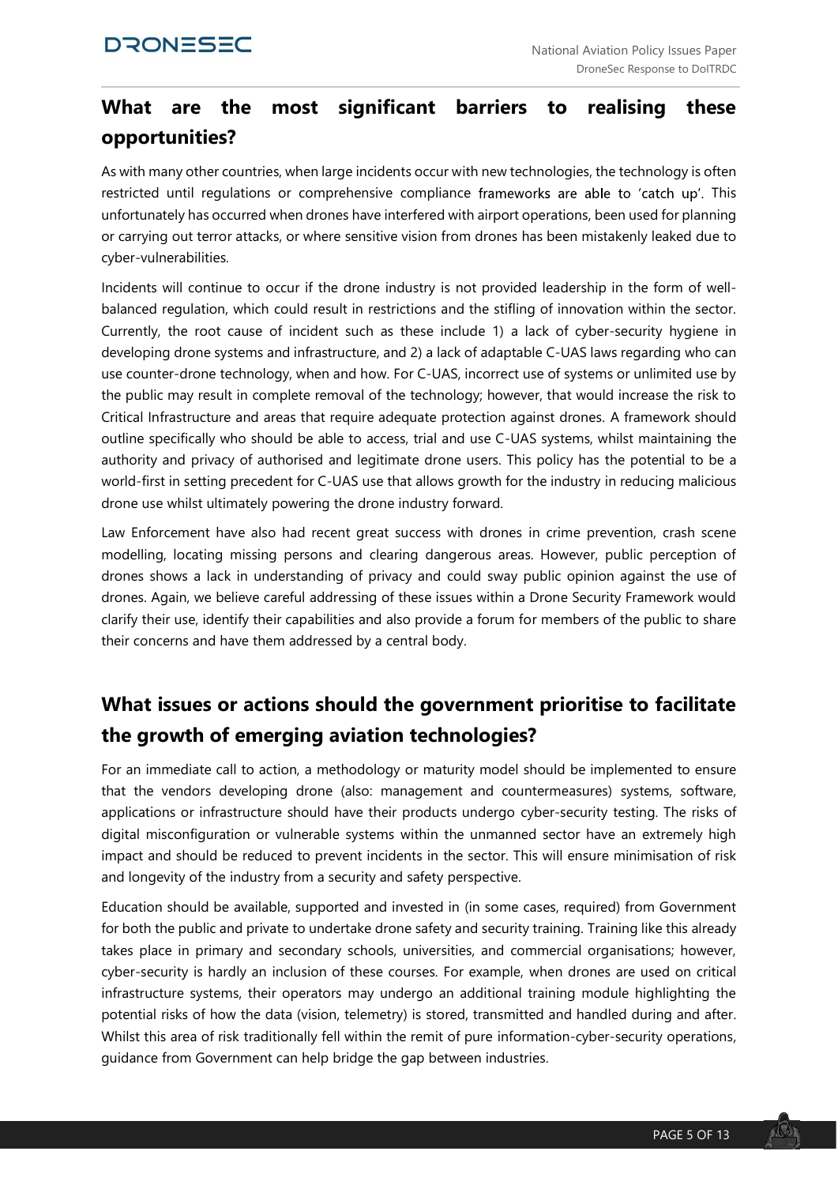## What are the most significant barriers to realising these opportunities?

As with many other countries, when large incidents occur with new technologies, the technology is often restricted until regulations or comprehensive compliance frameworks are able to 'catch up'. This unfortunately has occurred when drones have interfered with airport operations, been used for planning or carrying out terror attacks, or where sensitive vision from drones has been mistakenly leaked due to cyber-vulnerabilities.

Incidents will continue to occur if the drone industry is not provided leadership in the form of well-balanced regulation, which could result in restrictions and the stifling of innovation within the sector. Currently, the root cause of incident such as these include 1) a lack of cyber-security hygiene in developing drone systems and infrastructure, and 2) a lack of adaptable C-UAS laws regarding who can use counter-drone technology, when and how. For C-UAS, incorrect use of systems or unlimited use by the public may result in complete removal of the technology; however, that would increase the risk to Critical Infrastructure and areas that require adequate protection against drones. A framework should outline specifically who should be able to access, trial and use C-UAS systems, whilst maintaining the authority and privacy of authorised and legitimate drone users. This policy has the potential to be a world-first in setting precedent for C-UAS use that allows growth for the industry in reducing malicious drone use whilst ultimately powering the drone industry forward.

Law Enforcement have also had recent great success with drones in crime prevention, crash scene modelling, locating missing persons and clearing dangerous areas. However, public perception of drones shows a lack in understanding of privacy and could sway public opinion against the use of drones. Again, we believe careful addressing of these issues within a Drone Security Framework would clarify their use, identify their capabilities and also provide a forum for members of the public to share their concerns and have them addressed by a central body.

## What issues or actions should the government prioritise to facilitate the growth of emerging aviation technologies?

For an immediate call to action, a methodology or maturity model should be implemented to ensure that the vendors developing drone (also: management and countermeasures) systems, software, applications or infrastructure should have their products undergo cyber-security testing. The risks of digital misconfiguration or vulnerable systems within the unmanned sector have an extremely high impact and should be reduced to prevent incidents in the sector. This will ensure minimisation of risk and longevity of the industry from a security and safety perspective.

Education should be available, supported and invested in (in some cases, required) from Government for both the public and private to undertake drone safety and security training. Training like this already takes place in primary and secondary schools, universities, and commercial organisations; however, cyber-security is hardly an inclusion of these courses. For example, when drones are used on critical infrastructure systems, their operators may undergo an additional training module highlighting the potential risks of how the data (vision, telemetry) is stored, transmitted and handled during and after. Whilst this area of risk traditionally fell within the remit of pure information-cyber-security operations, guidance from Government can help bridge the gap between industries.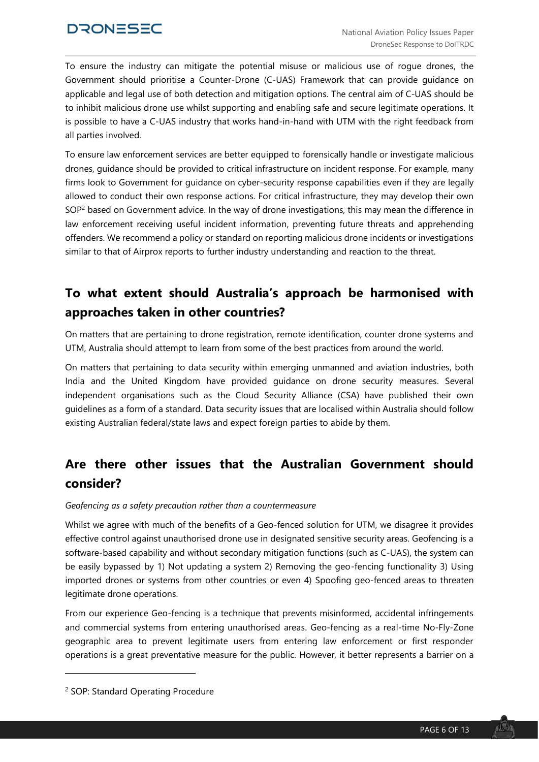To ensure the industry can mitigate the potential misuse or malicious use of rogue drones, the Government should prioritise a Counter-Drone (C-UAS) Framework that can provide guidance on applicable and legal use of both detection and mitigation options. The central aim of C-UAS should be to inhibit malicious drone use whilst supporting and enabling safe and secure legitimate operations. It is possible to have a C-UAS industry that works hand-in-hand with UTM with the right feedback from all parties involved.

To ensure law enforcement services are better equipped to forensically handle or investigate malicious drones, guidance should be provided to critical infrastructure on incident response. For example, many firms look to Government for guidance on cyber-security response capabilities even if they are legally allowed to conduct their own response actions. For critical infrastructure, they may develop their own SOP[2] based on Government advice. In the way of drone investigations, this may mean the difference in law enforcement receiving useful incident information, preventing future threats and apprehending offenders. We recommend a policy or standard on reporting malicious drone incidents or investigations similar to that of Airprox reports to further industry understanding and reaction to the threat.

## To what extent should Australia's approach be harmonised with approaches taken in other countries?

On matters that are pertaining to drone registration, remote identification, counter drone systems and UTM, Australia should attempt to learn from some of the best practices from around the world.

On matters that pertaining to data security within emerging unmanned and aviation industries, both India and the United Kingdom have provided guidance on drone security measures. Several independent organisations such as the Cloud Security Alliance (CSA) have published their own guidelines as a form of a standard. Data security issues that are localised within Australia should follow existing Australian federal/state laws and expect foreign parties to abide by them.

## Are there other issues that the Australian Government should consider?

*Geofencing as a safety precaution rather than a countermeasure*

Whilst we agree with much of the benefits of a Geo-fenced solution for UTM, we disagree it provides effective control against unauthorised drone use in designated sensitive security areas. Geofencing is a software-based capability and without secondary mitigation functions (such as C-UAS), the system can be easily bypassed by 1) Not updating a system 2) Removing the geo-fencing functionality 3) Using imported drones or systems from other countries or even 4) Spoofing geo-fenced areas to threaten legitimate drone operations.

From our experience Geo-fencing is a technique that prevents misinformed, accidental infringements and commercial systems from entering unauthorised areas. Geo-fencing as a real-time No-Fly-Zone geographic area to prevent legitimate users from entering law enforcement or first responder operations is a great preventative measure for the public. However, it better represents a barrier on a

[2] SOP: Standard Operating Procedure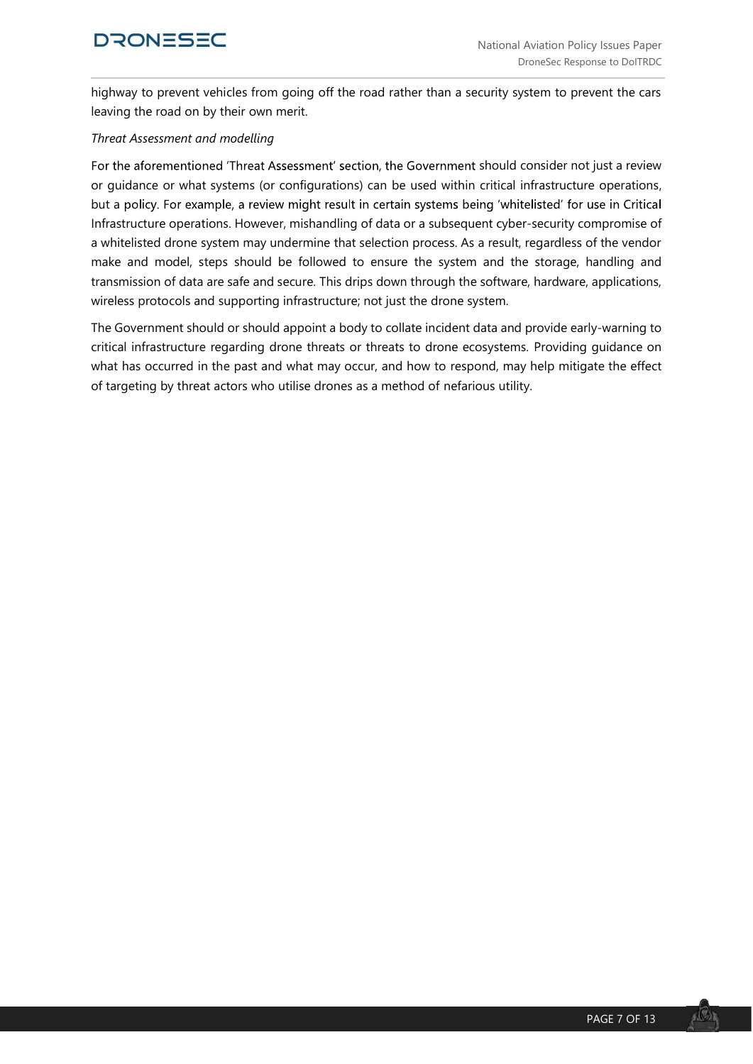highway to prevent vehicles from going off the road rather than a security system to prevent the cars leaving the road on by their own merit.

*Threat Assessment and modelling*

For the aforementioned 'Threat Assessment' section, the Government should consider not just a review or guidance or what systems (or configurations) can be used within critical infrastructure operations, but a policy. For example, a review might result in certain systems being 'whitelisted' for use in Critical Infrastructure operations. However, mishandling of data or a subsequent cyber-security compromise of a whitelisted drone system may undermine that selection process. As a result, regardless of the vendor make and model, steps should be followed to ensure the system and the storage, handling and transmission of data are safe and secure. This drips down through the software, hardware, applications, wireless protocols and supporting infrastructure; not just the drone system.

The Government should or should appoint a body to collate incident data and provide early-warning to critical infrastructure regarding drone threats or threats to drone ecosystems. Providing guidance on what has occurred in the past and what may occur, and how to respond, may help mitigate the effect of targeting by threat actors who utilise drones as a method of nefarious utility.